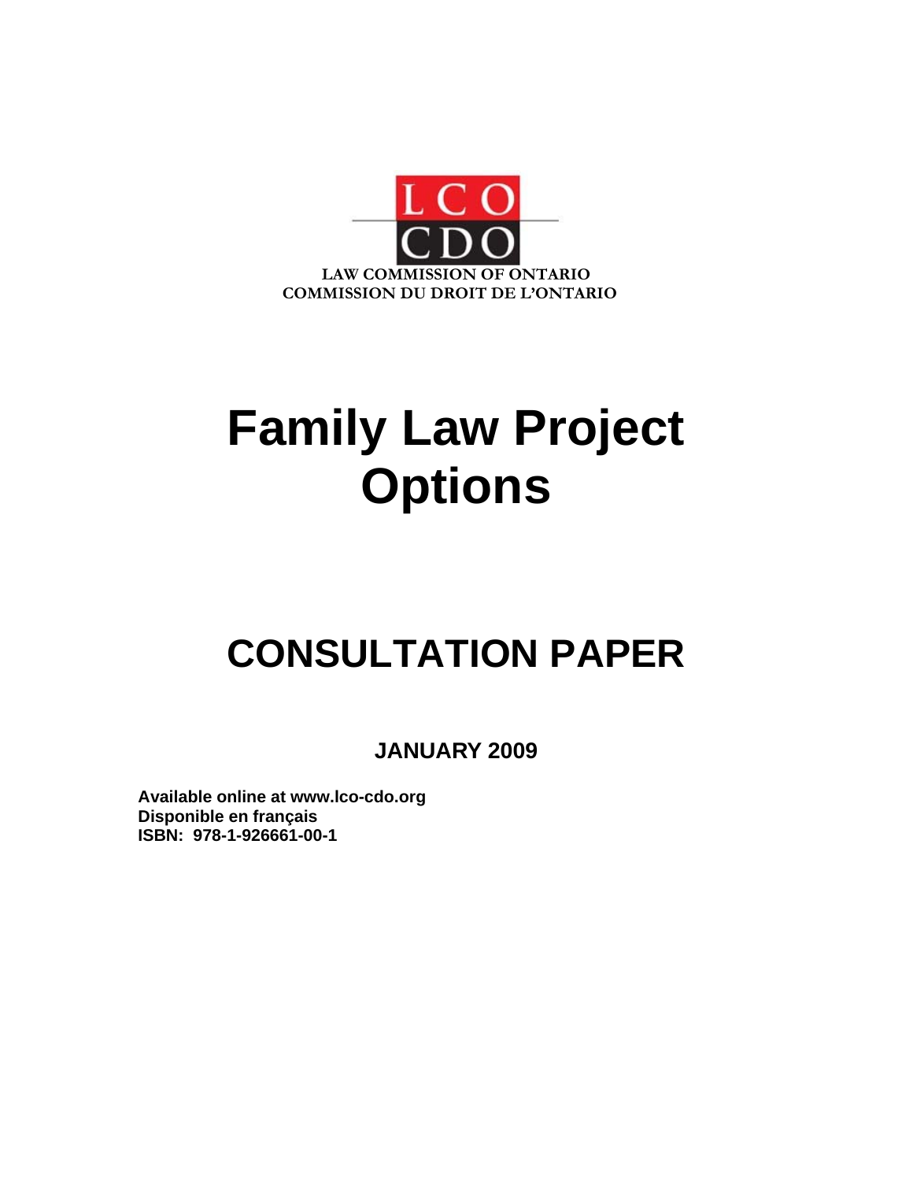LCO

CDO

LAW COMMISSION OF ONTARIO
COMMISSION DU DROIT DE L'ONTARIO

# Family Law Project Options

# CONSULTATION PAPER

**JANUARY 2009**

**Available online at www.lco-cdo.org**
**Disponible en français**
**ISBN: 978-1-926661-00-1**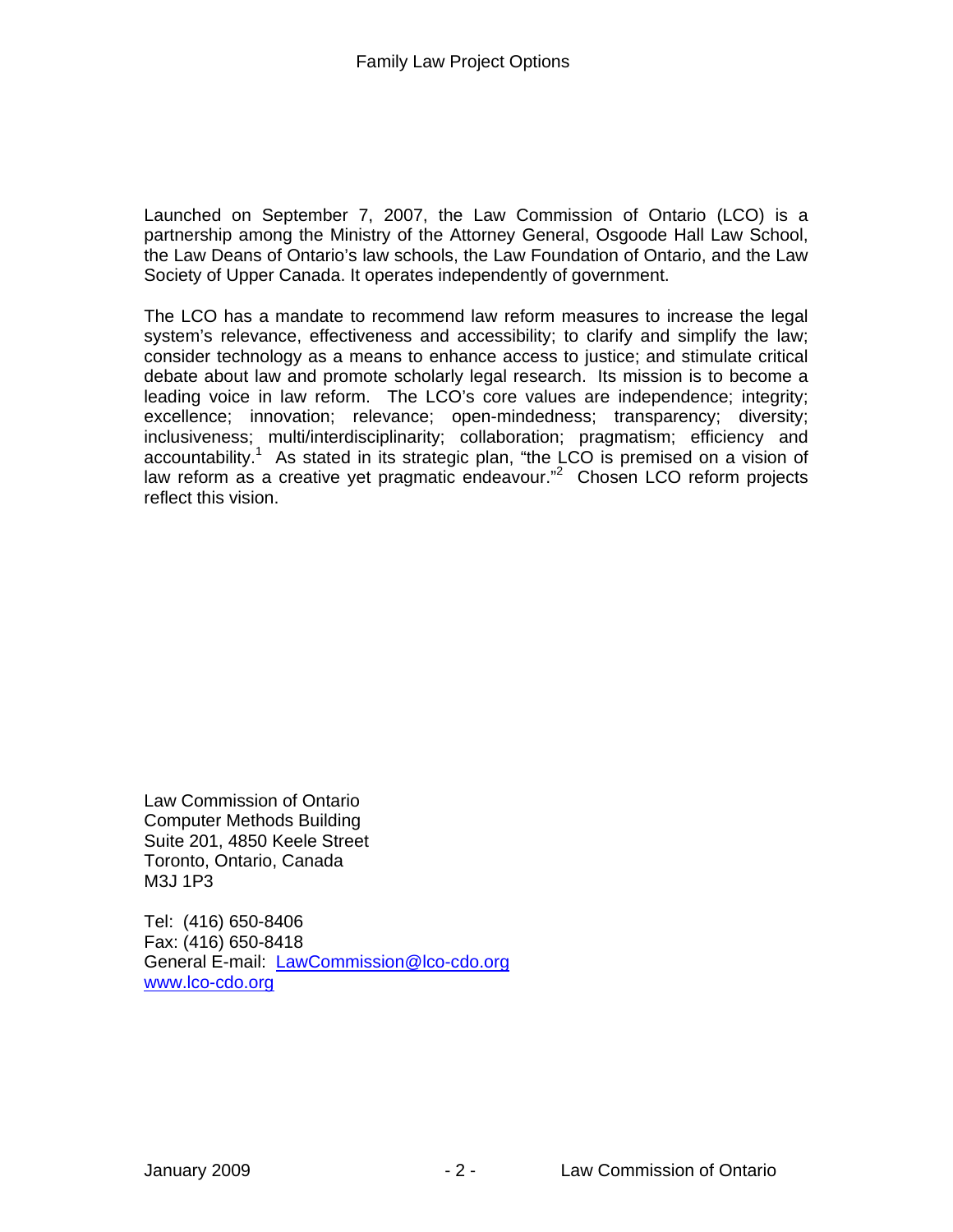Launched on September 7, 2007, the Law Commission of Ontario (LCO) is a partnership among the Ministry of the Attorney General, Osgoode Hall Law School, the Law Deans of Ontario's law schools, the Law Foundation of Ontario, and the Law Society of Upper Canada. It operates independently of government.

The LCO has a mandate to recommend law reform measures to increase the legal system's relevance, effectiveness and accessibility; to clarify and simplify the law; consider technology as a means to enhance access to justice; and stimulate critical debate about law and promote scholarly legal research. Its mission is to become a leading voice in law reform. The LCO's core values are independence; integrity; excellence; innovation; relevance; open-mindedness; transparency; diversity; inclusiveness; multi/interdisciplinarity; collaboration; pragmatism; efficiency and accountability.[1] As stated in its strategic plan, "the LCO is premised on a vision of law reform as a creative yet pragmatic endeavour."[2] Chosen LCO reform projects reflect this vision.

Law Commission of Ontario
Computer Methods Building
Suite 201, 4850 Keele Street
Toronto, Ontario, Canada
M3J 1P3

Tel: (416) 650-8406
Fax: (416) 650-8418
General E-mail: LawCommission@lco-cdo.org
www.lco-cdo.org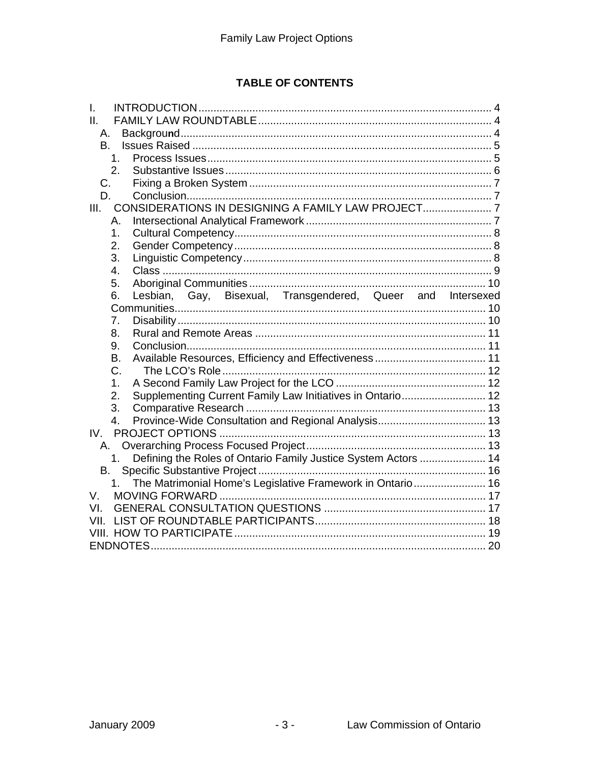**TABLE OF CONTENTS**

I. INTRODUCTION ........ 4
II. FAMILY LAW ROUNDTABLE ........ 4
  A. Background ........ 4
  B. Issues Raised ........ 5
    1. Process Issues ........ 5
    2. Substantive Issues ........ 6
  C. Fixing a Broken System ........ 7
  D. Conclusion ........ 7
III. CONSIDERATIONS IN DESIGNING A FAMILY LAW PROJECT ........ 7
  A. Intersectional Analytical Framework ........ 7
    1. Cultural Competency ........ 8
    2. Gender Competency ........ 8
    3. Linguistic Competency ........ 8
    4. Class ........ 9
    5. Aboriginal Communities ........ 10
    6. Lesbian, Gay, Bisexual, Transgendered, Queer and Intersexed Communities ........ 10
    7. Disability ........ 10
    8. Rural and Remote Areas ........ 11
    9. Conclusion ........ 11
  B. Available Resources, Efficiency and Effectiveness ........ 11
  C. The LCO's Role ........ 12
    1. A Second Family Law Project for the LCO ........ 12
    2. Supplementing Current Family Law Initiatives in Ontario ........ 12
    3. Comparative Research ........ 13
    4. Province-Wide Consultation and Regional Analysis ........ 13
IV. PROJECT OPTIONS ........ 13
  A. Overarching Process Focused Project ........ 13
    1. Defining the Roles of Ontario Family Justice System Actors ........ 14
  B. Specific Substantive Project ........ 16
    1. The Matrimonial Home's Legislative Framework in Ontario ........ 16
V. MOVING FORWARD ........ 17
VI. GENERAL CONSULTATION QUESTIONS ........ 17
VII. LIST OF ROUNDTABLE PARTICIPANTS ........ 18
VIII. HOW TO PARTICIPATE ........ 19
ENDNOTES ........ 20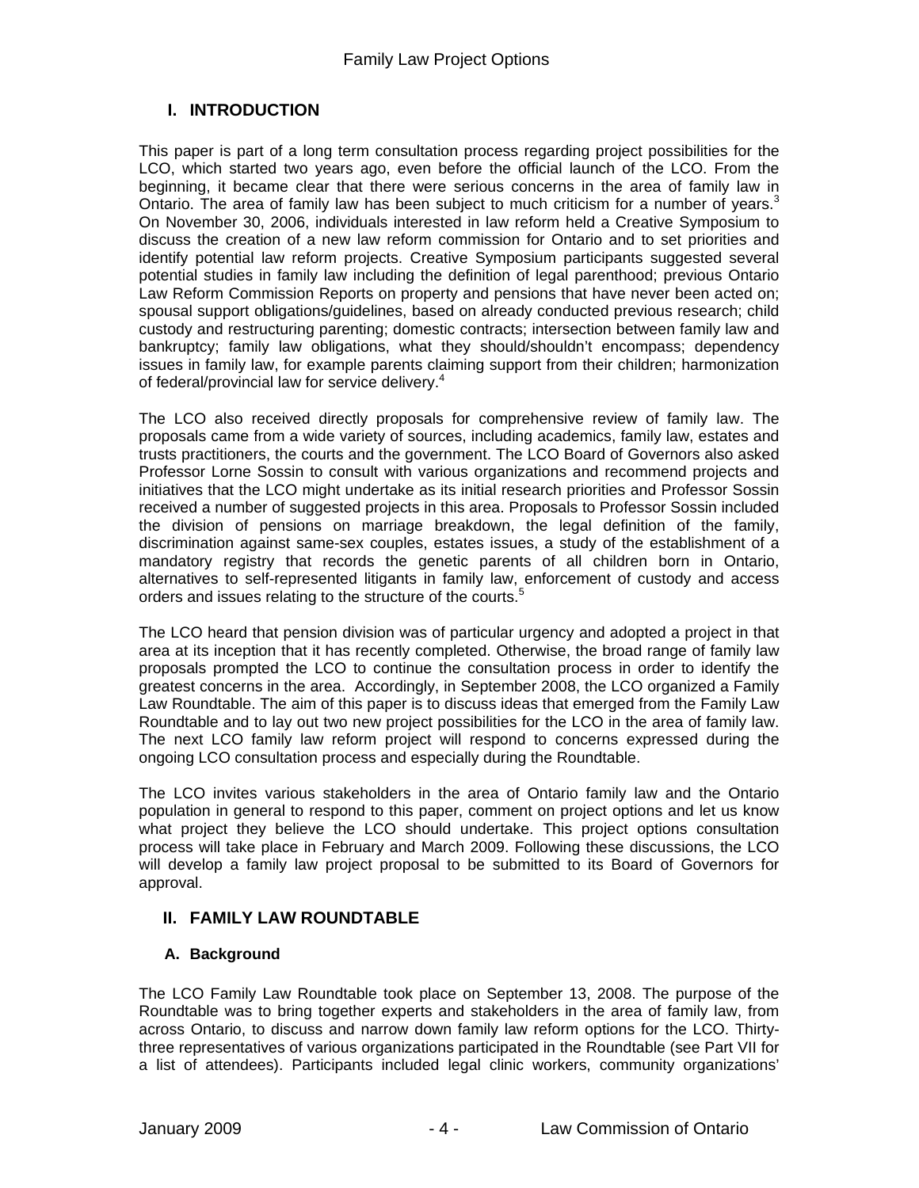## I. INTRODUCTION

This paper is part of a long term consultation process regarding project possibilities for the LCO, which started two years ago, even before the official launch of the LCO. From the beginning, it became clear that there were serious concerns in the area of family law in Ontario. The area of family law has been subject to much criticism for a number of years.[3] On November 30, 2006, individuals interested in law reform held a Creative Symposium to discuss the creation of a new law reform commission for Ontario and to set priorities and identify potential law reform projects. Creative Symposium participants suggested several potential studies in family law including the definition of legal parenthood; previous Ontario Law Reform Commission Reports on property and pensions that have never been acted on; spousal support obligations/guidelines, based on already conducted previous research; child custody and restructuring parenting; domestic contracts; intersection between family law and bankruptcy; family law obligations, what they should/shouldn't encompass; dependency issues in family law, for example parents claiming support from their children; harmonization of federal/provincial law for service delivery.[4]

The LCO also received directly proposals for comprehensive review of family law. The proposals came from a wide variety of sources, including academics, family law, estates and trusts practitioners, the courts and the government. The LCO Board of Governors also asked Professor Lorne Sossin to consult with various organizations and recommend projects and initiatives that the LCO might undertake as its initial research priorities and Professor Sossin received a number of suggested projects in this area. Proposals to Professor Sossin included the division of pensions on marriage breakdown, the legal definition of the family, discrimination against same-sex couples, estates issues, a study of the establishment of a mandatory registry that records the genetic parents of all children born in Ontario, alternatives to self-represented litigants in family law, enforcement of custody and access orders and issues relating to the structure of the courts.[5]

The LCO heard that pension division was of particular urgency and adopted a project in that area at its inception that it has recently completed. Otherwise, the broad range of family law proposals prompted the LCO to continue the consultation process in order to identify the greatest concerns in the area. Accordingly, in September 2008, the LCO organized a Family Law Roundtable. The aim of this paper is to discuss ideas that emerged from the Family Law Roundtable and to lay out two new project possibilities for the LCO in the area of family law. The next LCO family law reform project will respond to concerns expressed during the ongoing LCO consultation process and especially during the Roundtable.

The LCO invites various stakeholders in the area of Ontario family law and the Ontario population in general to respond to this paper, comment on project options and let us know what project they believe the LCO should undertake. This project options consultation process will take place in February and March 2009. Following these discussions, the LCO will develop a family law project proposal to be submitted to its Board of Governors for approval.

## II. FAMILY LAW ROUNDTABLE

### A. Background

The LCO Family Law Roundtable took place on September 13, 2008. The purpose of the Roundtable was to bring together experts and stakeholders in the area of family law, from across Ontario, to discuss and narrow down family law reform options for the LCO. Thirty-three representatives of various organizations participated in the Roundtable (see Part VII for a list of attendees). Participants included legal clinic workers, community organizations'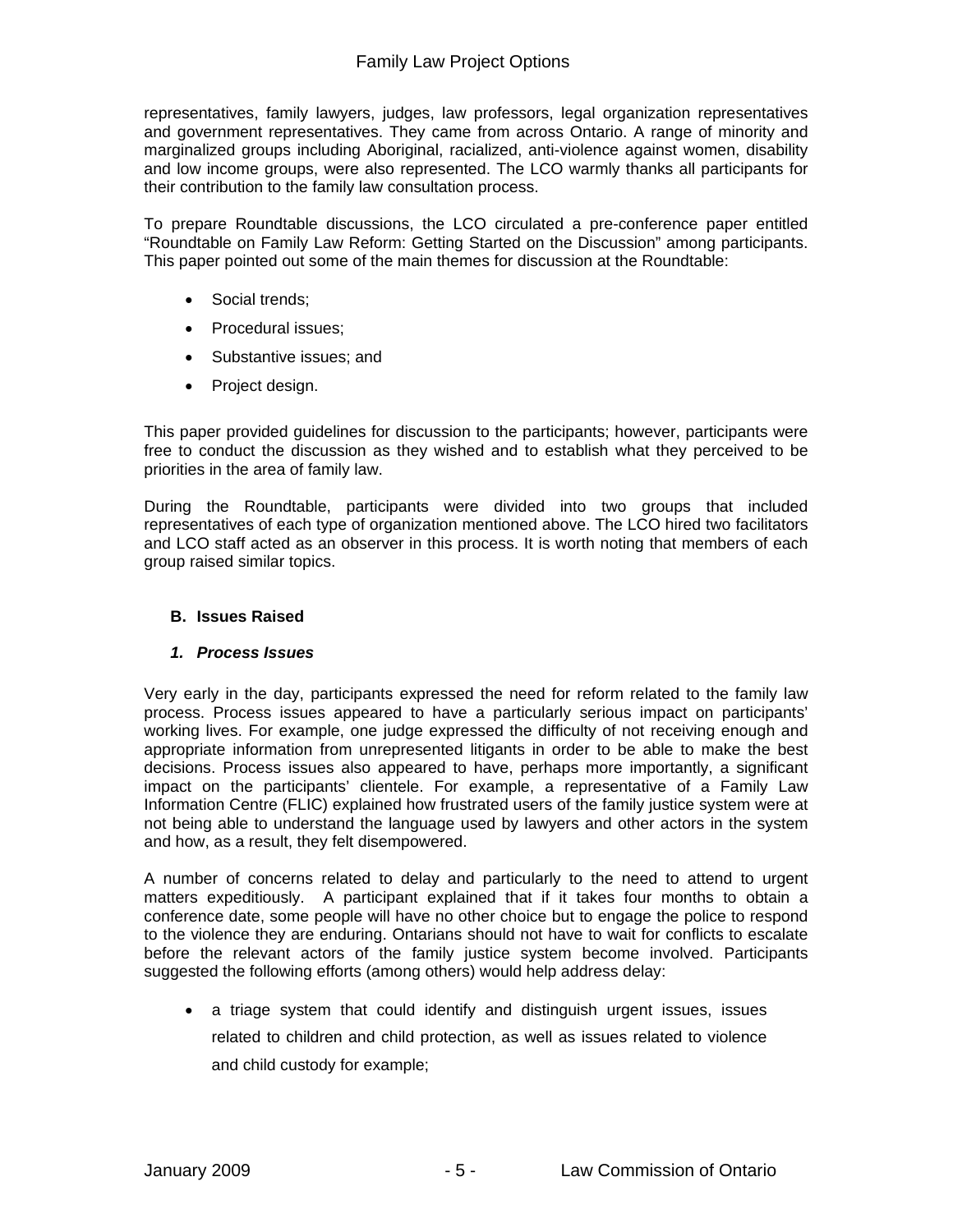representatives, family lawyers, judges, law professors, legal organization representatives and government representatives. They came from across Ontario. A range of minority and marginalized groups including Aboriginal, racialized, anti-violence against women, disability and low income groups, were also represented. The LCO warmly thanks all participants for their contribution to the family law consultation process.

To prepare Roundtable discussions, the LCO circulated a pre-conference paper entitled "Roundtable on Family Law Reform: Getting Started on the Discussion" among participants. This paper pointed out some of the main themes for discussion at the Roundtable:

- Social trends;
- Procedural issues;
- Substantive issues; and
- Project design.

This paper provided guidelines for discussion to the participants; however, participants were free to conduct the discussion as they wished and to establish what they perceived to be priorities in the area of family law.

During the Roundtable, participants were divided into two groups that included representatives of each type of organization mentioned above. The LCO hired two facilitators and LCO staff acted as an observer in this process. It is worth noting that members of each group raised similar topics.

### B. Issues Raised

#### *1. Process Issues*

Very early in the day, participants expressed the need for reform related to the family law process. Process issues appeared to have a particularly serious impact on participants' working lives. For example, one judge expressed the difficulty of not receiving enough and appropriate information from unrepresented litigants in order to be able to make the best decisions. Process issues also appeared to have, perhaps more importantly, a significant impact on the participants' clientele. For example, a representative of a Family Law Information Centre (FLIC) explained how frustrated users of the family justice system were at not being able to understand the language used by lawyers and other actors in the system and how, as a result, they felt disempowered.

A number of concerns related to delay and particularly to the need to attend to urgent matters expeditiously. A participant explained that if it takes four months to obtain a conference date, some people will have no other choice but to engage the police to respond to the violence they are enduring. Ontarians should not have to wait for conflicts to escalate before the relevant actors of the family justice system become involved. Participants suggested the following efforts (among others) would help address delay:

- a triage system that could identify and distinguish urgent issues, issues related to children and child protection, as well as issues related to violence and child custody for example;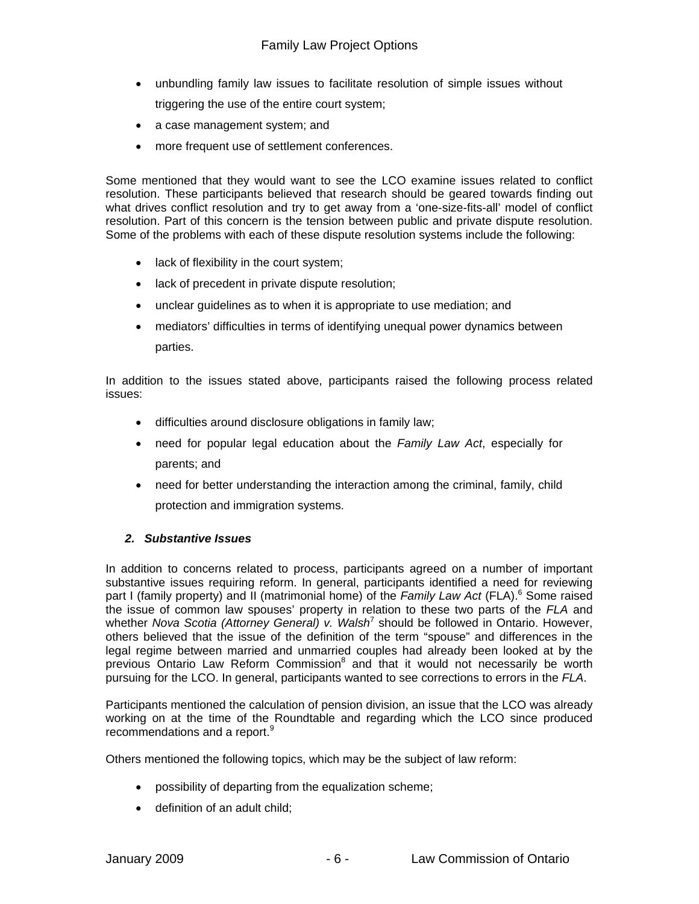- unbundling family law issues to facilitate resolution of simple issues without triggering the use of the entire court system;
- a case management system; and
- more frequent use of settlement conferences.

Some mentioned that they would want to see the LCO examine issues related to conflict resolution. These participants believed that research should be geared towards finding out what drives conflict resolution and try to get away from a 'one-size-fits-all' model of conflict resolution. Part of this concern is the tension between public and private dispute resolution. Some of the problems with each of these dispute resolution systems include the following:

- lack of flexibility in the court system;
- lack of precedent in private dispute resolution;
- unclear guidelines as to when it is appropriate to use mediation; and
- mediators' difficulties in terms of identifying unequal power dynamics between parties.

In addition to the issues stated above, participants raised the following process related issues:

- difficulties around disclosure obligations in family law;
- need for popular legal education about the *Family Law Act*, especially for parents; and
- need for better understanding the interaction among the criminal, family, child protection and immigration systems.

### *2. Substantive Issues*

In addition to concerns related to process, participants agreed on a number of important substantive issues requiring reform. In general, participants identified a need for reviewing part I (family property) and II (matrimonial home) of the *Family Law Act* (FLA).[6] Some raised the issue of common law spouses' property in relation to these two parts of the *FLA* and whether *Nova Scotia (Attorney General) v. Walsh*[7] should be followed in Ontario. However, others believed that the issue of the definition of the term "spouse" and differences in the legal regime between married and unmarried couples had already been looked at by the previous Ontario Law Reform Commission[8] and that it would not necessarily be worth pursuing for the LCO. In general, participants wanted to see corrections to errors in the *FLA*.

Participants mentioned the calculation of pension division, an issue that the LCO was already working on at the time of the Roundtable and regarding which the LCO since produced recommendations and a report.[9]

Others mentioned the following topics, which may be the subject of law reform:

- possibility of departing from the equalization scheme;
- definition of an adult child;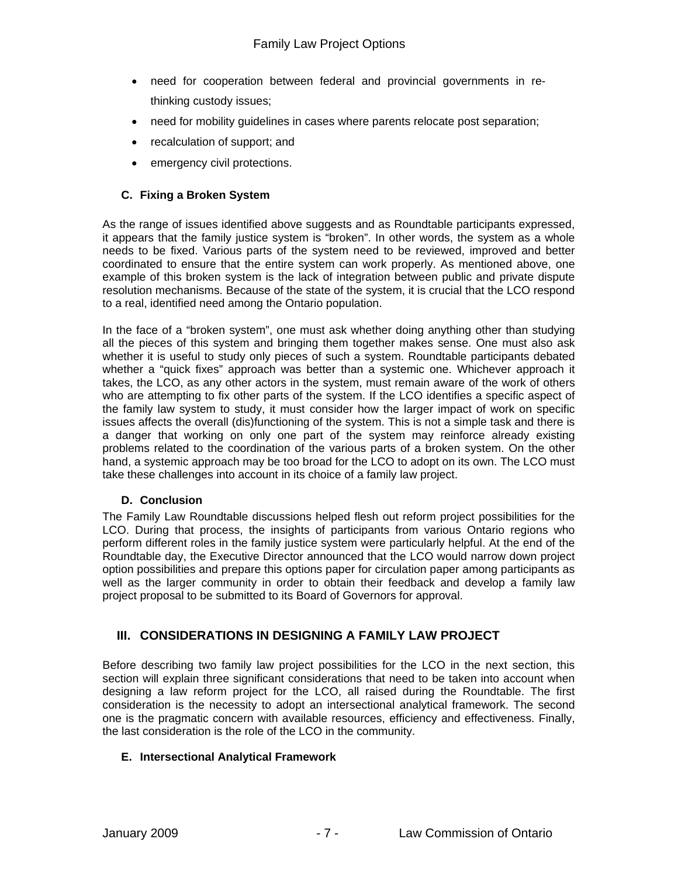- need for cooperation between federal and provincial governments in re-thinking custody issues;
- need for mobility guidelines in cases where parents relocate post separation;
- recalculation of support; and
- emergency civil protections.

### C. Fixing a Broken System

As the range of issues identified above suggests and as Roundtable participants expressed, it appears that the family justice system is "broken". In other words, the system as a whole needs to be fixed. Various parts of the system need to be reviewed, improved and better coordinated to ensure that the entire system can work properly. As mentioned above, one example of this broken system is the lack of integration between public and private dispute resolution mechanisms. Because of the state of the system, it is crucial that the LCO respond to a real, identified need among the Ontario population.

In the face of a "broken system", one must ask whether doing anything other than studying all the pieces of this system and bringing them together makes sense. One must also ask whether it is useful to study only pieces of such a system. Roundtable participants debated whether a "quick fixes" approach was better than a systemic one. Whichever approach it takes, the LCO, as any other actors in the system, must remain aware of the work of others who are attempting to fix other parts of the system. If the LCO identifies a specific aspect of the family law system to study, it must consider how the larger impact of work on specific issues affects the overall (dis)functioning of the system. This is not a simple task and there is a danger that working on only one part of the system may reinforce already existing problems related to the coordination of the various parts of a broken system. On the other hand, a systemic approach may be too broad for the LCO to adopt on its own. The LCO must take these challenges into account in its choice of a family law project.

### D. Conclusion

The Family Law Roundtable discussions helped flesh out reform project possibilities for the LCO. During that process, the insights of participants from various Ontario regions who perform different roles in the family justice system were particularly helpful. At the end of the Roundtable day, the Executive Director announced that the LCO would narrow down project option possibilities and prepare this options paper for circulation paper among participants as well as the larger community in order to obtain their feedback and develop a family law project proposal to be submitted to its Board of Governors for approval.

## III. CONSIDERATIONS IN DESIGNING A FAMILY LAW PROJECT

Before describing two family law project possibilities for the LCO in the next section, this section will explain three significant considerations that need to be taken into account when designing a law reform project for the LCO, all raised during the Roundtable. The first consideration is the necessity to adopt an intersectional analytical framework. The second one is the pragmatic concern with available resources, efficiency and effectiveness. Finally, the last consideration is the role of the LCO in the community.

### E. Intersectional Analytical Framework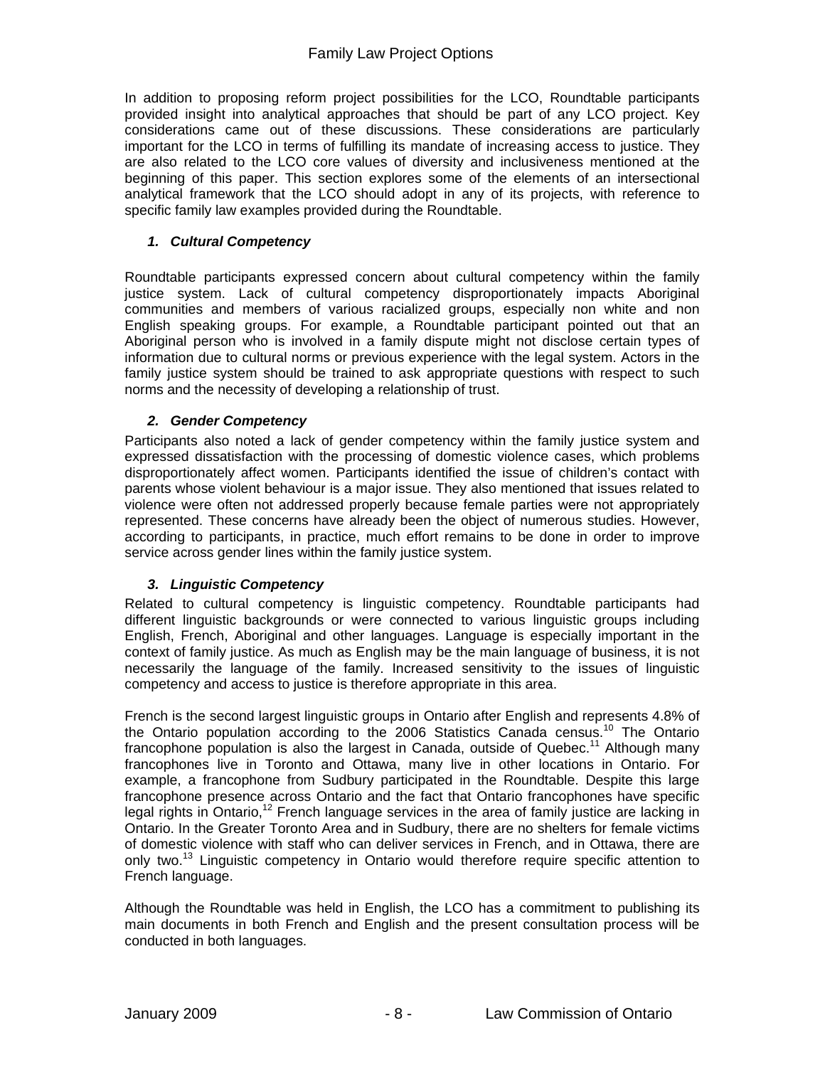In addition to proposing reform project possibilities for the LCO, Roundtable participants provided insight into analytical approaches that should be part of any LCO project. Key considerations came out of these discussions. These considerations are particularly important for the LCO in terms of fulfilling its mandate of increasing access to justice. They are also related to the LCO core values of diversity and inclusiveness mentioned at the beginning of this paper. This section explores some of the elements of an intersectional analytical framework that the LCO should adopt in any of its projects, with reference to specific family law examples provided during the Roundtable.

### *1. Cultural Competency*

Roundtable participants expressed concern about cultural competency within the family justice system. Lack of cultural competency disproportionately impacts Aboriginal communities and members of various racialized groups, especially non white and non English speaking groups. For example, a Roundtable participant pointed out that an Aboriginal person who is involved in a family dispute might not disclose certain types of information due to cultural norms or previous experience with the legal system. Actors in the family justice system should be trained to ask appropriate questions with respect to such norms and the necessity of developing a relationship of trust.

### *2. Gender Competency*

Participants also noted a lack of gender competency within the family justice system and expressed dissatisfaction with the processing of domestic violence cases, which problems disproportionately affect women. Participants identified the issue of children's contact with parents whose violent behaviour is a major issue. They also mentioned that issues related to violence were often not addressed properly because female parties were not appropriately represented. These concerns have already been the object of numerous studies. However, according to participants, in practice, much effort remains to be done in order to improve service across gender lines within the family justice system.

### *3. Linguistic Competency*

Related to cultural competency is linguistic competency. Roundtable participants had different linguistic backgrounds or were connected to various linguistic groups including English, French, Aboriginal and other languages. Language is especially important in the context of family justice. As much as English may be the main language of business, it is not necessarily the language of the family. Increased sensitivity to the issues of linguistic competency and access to justice is therefore appropriate in this area.

French is the second largest linguistic groups in Ontario after English and represents 4.8% of the Ontario population according to the 2006 Statistics Canada census.[10] The Ontario francophone population is also the largest in Canada, outside of Quebec.[11] Although many francophones live in Toronto and Ottawa, many live in other locations in Ontario. For example, a francophone from Sudbury participated in the Roundtable. Despite this large francophone presence across Ontario and the fact that Ontario francophones have specific legal rights in Ontario,[12] French language services in the area of family justice are lacking in Ontario. In the Greater Toronto Area and in Sudbury, there are no shelters for female victims of domestic violence with staff who can deliver services in French, and in Ottawa, there are only two.[13] Linguistic competency in Ontario would therefore require specific attention to French language.

Although the Roundtable was held in English, the LCO has a commitment to publishing its main documents in both French and English and the present consultation process will be conducted in both languages.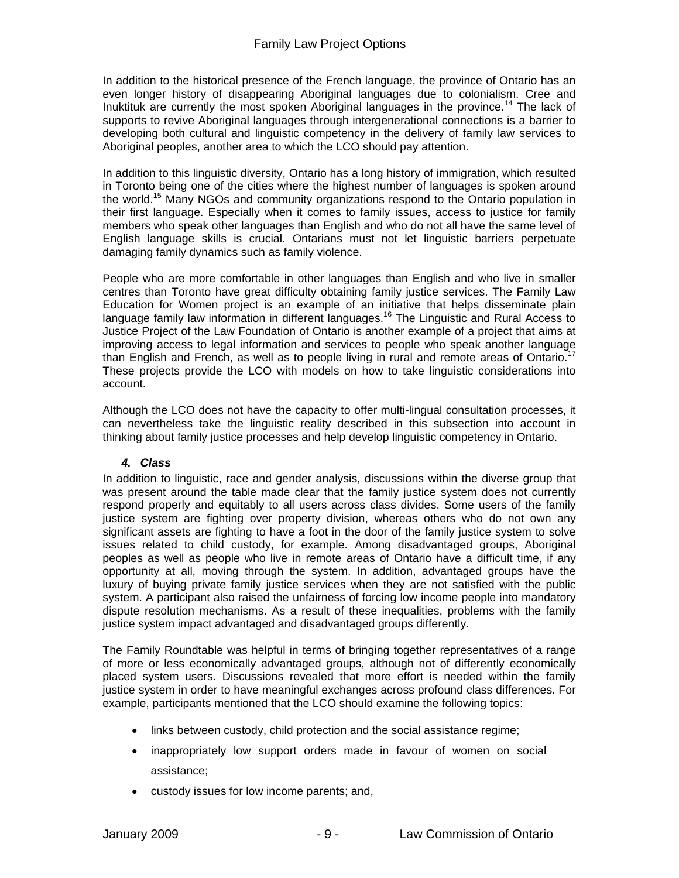In addition to the historical presence of the French language, the province of Ontario has an even longer history of disappearing Aboriginal languages due to colonialism. Cree and Inuktituk are currently the most spoken Aboriginal languages in the province.[14] The lack of supports to revive Aboriginal languages through intergenerational connections is a barrier to developing both cultural and linguistic competency in the delivery of family law services to Aboriginal peoples, another area to which the LCO should pay attention.

In addition to this linguistic diversity, Ontario has a long history of immigration, which resulted in Toronto being one of the cities where the highest number of languages is spoken around the world.[15] Many NGOs and community organizations respond to the Ontario population in their first language. Especially when it comes to family issues, access to justice for family members who speak other languages than English and who do not all have the same level of English language skills is crucial. Ontarians must not let linguistic barriers perpetuate damaging family dynamics such as family violence.

People who are more comfortable in other languages than English and who live in smaller centres than Toronto have great difficulty obtaining family justice services. The Family Law Education for Women project is an example of an initiative that helps disseminate plain language family law information in different languages.[16] The Linguistic and Rural Access to Justice Project of the Law Foundation of Ontario is another example of a project that aims at improving access to legal information and services to people who speak another language than English and French, as well as to people living in rural and remote areas of Ontario.[17] These projects provide the LCO with models on how to take linguistic considerations into account.

Although the LCO does not have the capacity to offer multi-lingual consultation processes, it can nevertheless take the linguistic reality described in this subsection into account in thinking about family justice processes and help develop linguistic competency in Ontario.

#### *4. Class*

In addition to linguistic, race and gender analysis, discussions within the diverse group that was present around the table made clear that the family justice system does not currently respond properly and equitably to all users across class divides. Some users of the family justice system are fighting over property division, whereas others who do not own any significant assets are fighting to have a foot in the door of the family justice system to solve issues related to child custody, for example. Among disadvantaged groups, Aboriginal peoples as well as people who live in remote areas of Ontario have a difficult time, if any opportunity at all, moving through the system. In addition, advantaged groups have the luxury of buying private family justice services when they are not satisfied with the public system. A participant also raised the unfairness of forcing low income people into mandatory dispute resolution mechanisms. As a result of these inequalities, problems with the family justice system impact advantaged and disadvantaged groups differently.

The Family Roundtable was helpful in terms of bringing together representatives of a range of more or less economically advantaged groups, although not of differently economically placed system users. Discussions revealed that more effort is needed within the family justice system in order to have meaningful exchanges across profound class differences. For example, participants mentioned that the LCO should examine the following topics:

- links between custody, child protection and the social assistance regime;
- inappropriately low support orders made in favour of women on social assistance;
- custody issues for low income parents; and,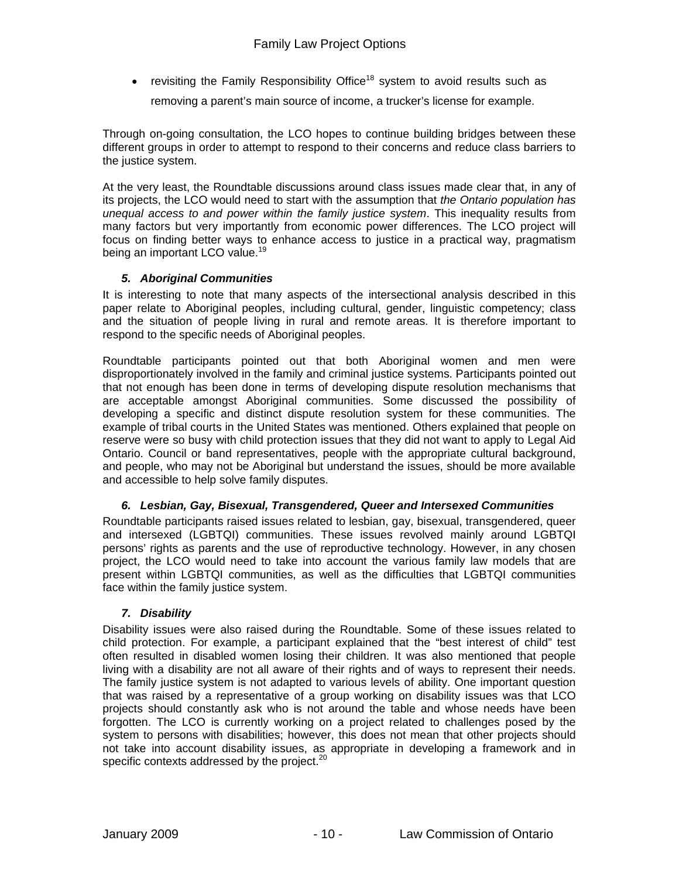- revisiting the Family Responsibility Office[18] system to avoid results such as removing a parent's main source of income, a trucker's license for example.

Through on-going consultation, the LCO hopes to continue building bridges between these different groups in order to attempt to respond to their concerns and reduce class barriers to the justice system.

At the very least, the Roundtable discussions around class issues made clear that, in any of its projects, the LCO would need to start with the assumption that *the Ontario population has unequal access to and power within the family justice system*. This inequality results from many factors but very importantly from economic power differences. The LCO project will focus on finding better ways to enhance access to justice in a practical way, pragmatism being an important LCO value.[19]

### *5. Aboriginal Communities*

It is interesting to note that many aspects of the intersectional analysis described in this paper relate to Aboriginal peoples, including cultural, gender, linguistic competency; class and the situation of people living in rural and remote areas. It is therefore important to respond to the specific needs of Aboriginal peoples.

Roundtable participants pointed out that both Aboriginal women and men were disproportionately involved in the family and criminal justice systems. Participants pointed out that not enough has been done in terms of developing dispute resolution mechanisms that are acceptable amongst Aboriginal communities. Some discussed the possibility of developing a specific and distinct dispute resolution system for these communities. The example of tribal courts in the United States was mentioned. Others explained that people on reserve were so busy with child protection issues that they did not want to apply to Legal Aid Ontario. Council or band representatives, people with the appropriate cultural background, and people, who may not be Aboriginal but understand the issues, should be more available and accessible to help solve family disputes.

### *6. Lesbian, Gay, Bisexual, Transgendered, Queer and Intersexed Communities*

Roundtable participants raised issues related to lesbian, gay, bisexual, transgendered, queer and intersexed (LGBTQI) communities. These issues revolved mainly around LGBTQI persons' rights as parents and the use of reproductive technology. However, in any chosen project, the LCO would need to take into account the various family law models that are present within LGBTQI communities, as well as the difficulties that LGBTQI communities face within the family justice system.

### *7. Disability*

Disability issues were also raised during the Roundtable. Some of these issues related to child protection. For example, a participant explained that the "best interest of child" test often resulted in disabled women losing their children. It was also mentioned that people living with a disability are not all aware of their rights and of ways to represent their needs. The family justice system is not adapted to various levels of ability. One important question that was raised by a representative of a group working on disability issues was that LCO projects should constantly ask who is not around the table and whose needs have been forgotten. The LCO is currently working on a project related to challenges posed by the system to persons with disabilities; however, this does not mean that other projects should not take into account disability issues, as appropriate in developing a framework and in specific contexts addressed by the project.[20]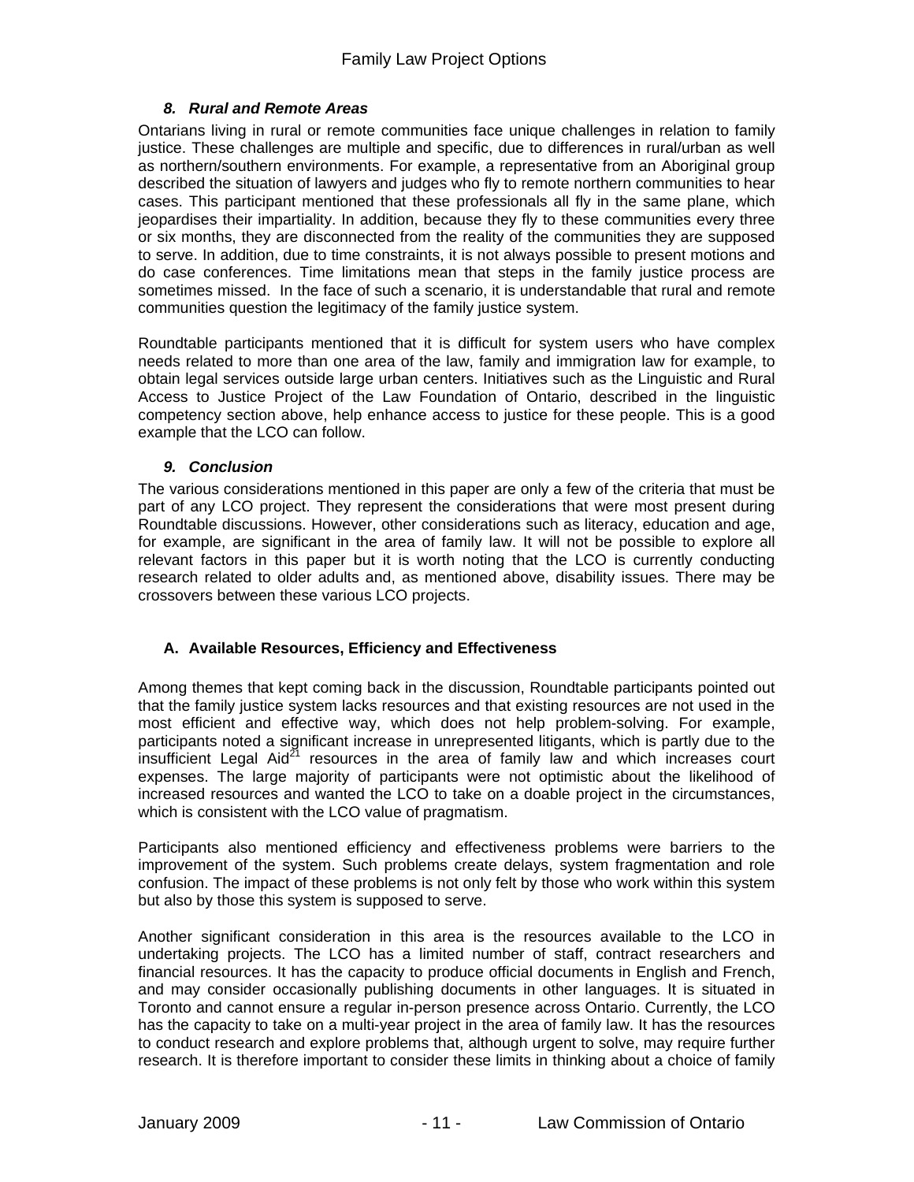### *8. Rural and Remote Areas*

Ontarians living in rural or remote communities face unique challenges in relation to family justice. These challenges are multiple and specific, due to differences in rural/urban as well as northern/southern environments. For example, a representative from an Aboriginal group described the situation of lawyers and judges who fly to remote northern communities to hear cases. This participant mentioned that these professionals all fly in the same plane, which jeopardises their impartiality. In addition, because they fly to these communities every three or six months, they are disconnected from the reality of the communities they are supposed to serve. In addition, due to time constraints, it is not always possible to present motions and do case conferences. Time limitations mean that steps in the family justice process are sometimes missed. In the face of such a scenario, it is understandable that rural and remote communities question the legitimacy of the family justice system.

Roundtable participants mentioned that it is difficult for system users who have complex needs related to more than one area of the law, family and immigration law for example, to obtain legal services outside large urban centers. Initiatives such as the Linguistic and Rural Access to Justice Project of the Law Foundation of Ontario, described in the linguistic competency section above, help enhance access to justice for these people. This is a good example that the LCO can follow.

### *9. Conclusion*

The various considerations mentioned in this paper are only a few of the criteria that must be part of any LCO project. They represent the considerations that were most present during Roundtable discussions. However, other considerations such as literacy, education and age, for example, are significant in the area of family law. It will not be possible to explore all relevant factors in this paper but it is worth noting that the LCO is currently conducting research related to older adults and, as mentioned above, disability issues. There may be crossovers between these various LCO projects.

## A. Available Resources, Efficiency and Effectiveness

Among themes that kept coming back in the discussion, Roundtable participants pointed out that the family justice system lacks resources and that existing resources are not used in the most efficient and effective way, which does not help problem-solving. For example, participants noted a significant increase in unrepresented litigants, which is partly due to the insufficient Legal Aid[21] resources in the area of family law and which increases court expenses. The large majority of participants were not optimistic about the likelihood of increased resources and wanted the LCO to take on a doable project in the circumstances, which is consistent with the LCO value of pragmatism.

Participants also mentioned efficiency and effectiveness problems were barriers to the improvement of the system. Such problems create delays, system fragmentation and role confusion. The impact of these problems is not only felt by those who work within this system but also by those this system is supposed to serve.

Another significant consideration in this area is the resources available to the LCO in undertaking projects. The LCO has a limited number of staff, contract researchers and financial resources. It has the capacity to produce official documents in English and French, and may consider occasionally publishing documents in other languages. It is situated in Toronto and cannot ensure a regular in-person presence across Ontario. Currently, the LCO has the capacity to take on a multi-year project in the area of family law. It has the resources to conduct research and explore problems that, although urgent to solve, may require further research. It is therefore important to consider these limits in thinking about a choice of family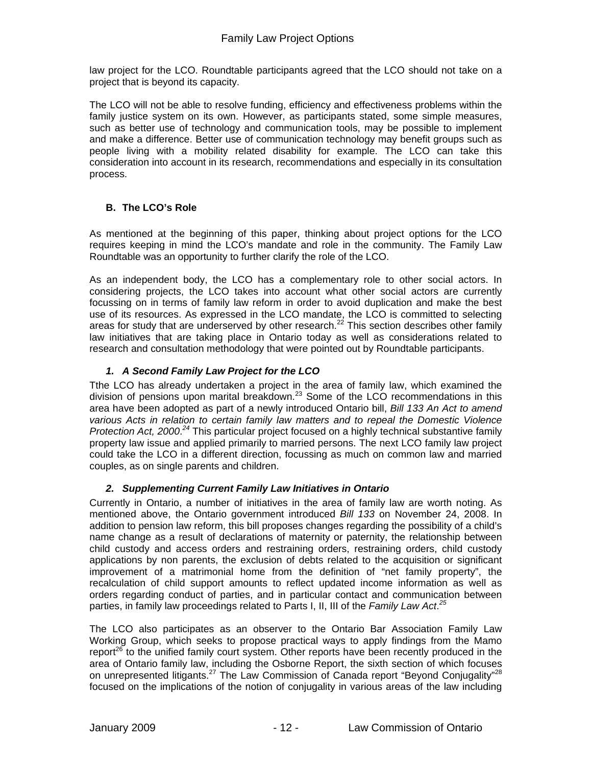law project for the LCO. Roundtable participants agreed that the LCO should not take on a project that is beyond its capacity.

The LCO will not be able to resolve funding, efficiency and effectiveness problems within the family justice system on its own. However, as participants stated, some simple measures, such as better use of technology and communication tools, may be possible to implement and make a difference. Better use of communication technology may benefit groups such as people living with a mobility related disability for example. The LCO can take this consideration into account in its research, recommendations and especially in its consultation process.

## B. The LCO's Role

As mentioned at the beginning of this paper, thinking about project options for the LCO requires keeping in mind the LCO's mandate and role in the community. The Family Law Roundtable was an opportunity to further clarify the role of the LCO.

As an independent body, the LCO has a complementary role to other social actors. In considering projects, the LCO takes into account what other social actors are currently focussing on in terms of family law reform in order to avoid duplication and make the best use of its resources. As expressed in the LCO mandate, the LCO is committed to selecting areas for study that are underserved by other research.[22] This section describes other family law initiatives that are taking place in Ontario today as well as considerations related to research and consultation methodology that were pointed out by Roundtable participants.

### *1. A Second Family Law Project for the LCO*

Tthe LCO has already undertaken a project in the area of family law, which examined the division of pensions upon marital breakdown.[23] Some of the LCO recommendations in this area have been adopted as part of a newly introduced Ontario bill, *Bill 133 An Act to amend various Acts in relation to certain family law matters and to repeal the Domestic Violence Protection Act, 2000*.[24] This particular project focused on a highly technical substantive family property law issue and applied primarily to married persons. The next LCO family law project could take the LCO in a different direction, focussing as much on common law and married couples, as on single parents and children.

### *2. Supplementing Current Family Law Initiatives in Ontario*

Currently in Ontario, a number of initiatives in the area of family law are worth noting. As mentioned above, the Ontario government introduced *Bill 133* on November 24, 2008. In addition to pension law reform, this bill proposes changes regarding the possibility of a child's name change as a result of declarations of maternity or paternity, the relationship between child custody and access orders and restraining orders, restraining orders, child custody applications by non parents, the exclusion of debts related to the acquisition or significant improvement of a matrimonial home from the definition of "net family property", the recalculation of child support amounts to reflect updated income information as well as orders regarding conduct of parties, and in particular contact and communication between parties, in family law proceedings related to Parts I, II, III of the *Family Law Act*.[25]

The LCO also participates as an observer to the Ontario Bar Association Family Law Working Group, which seeks to propose practical ways to apply findings from the Mamo report[26] to the unified family court system. Other reports have been recently produced in the area of Ontario family law, including the Osborne Report, the sixth section of which focuses on unrepresented litigants.[27] The Law Commission of Canada report "Beyond Conjugality"[28] focused on the implications of the notion of conjugality in various areas of the law including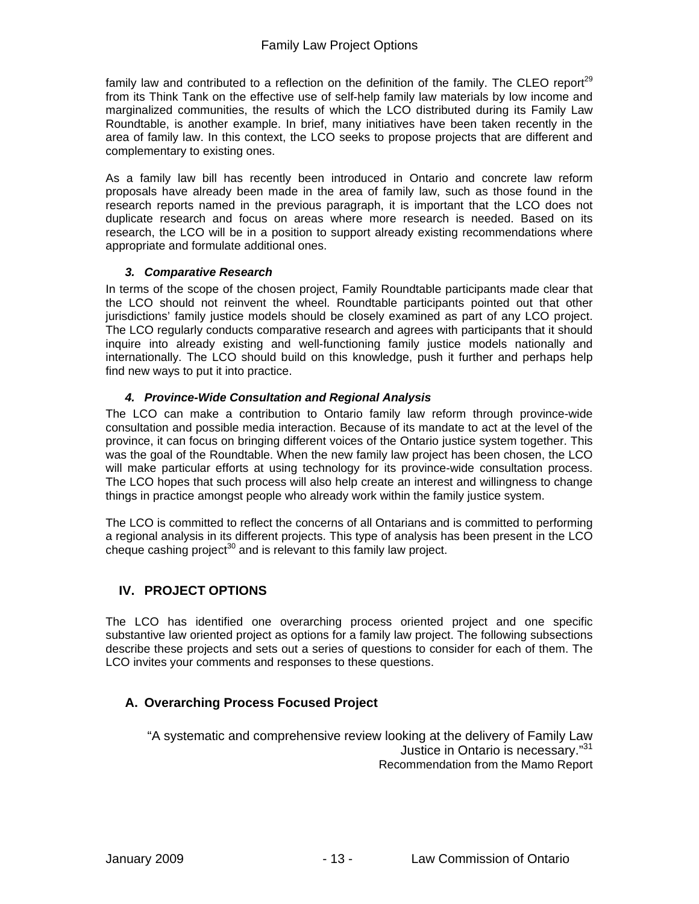family law and contributed to a reflection on the definition of the family. The CLEO report[29] from its Think Tank on the effective use of self-help family law materials by low income and marginalized communities, the results of which the LCO distributed during its Family Law Roundtable, is another example. In brief, many initiatives have been taken recently in the area of family law. In this context, the LCO seeks to propose projects that are different and complementary to existing ones.

As a family law bill has recently been introduced in Ontario and concrete law reform proposals have already been made in the area of family law, such as those found in the research reports named in the previous paragraph, it is important that the LCO does not duplicate research and focus on areas where more research is needed. Based on its research, the LCO will be in a position to support already existing recommendations where appropriate and formulate additional ones.

#### *3. Comparative Research*

In terms of the scope of the chosen project, Family Roundtable participants made clear that the LCO should not reinvent the wheel. Roundtable participants pointed out that other jurisdictions' family justice models should be closely examined as part of any LCO project. The LCO regularly conducts comparative research and agrees with participants that it should inquire into already existing and well-functioning family justice models nationally and internationally. The LCO should build on this knowledge, push it further and perhaps help find new ways to put it into practice.

#### *4. Province-Wide Consultation and Regional Analysis*

The LCO can make a contribution to Ontario family law reform through province-wide consultation and possible media interaction. Because of its mandate to act at the level of the province, it can focus on bringing different voices of the Ontario justice system together. This was the goal of the Roundtable. When the new family law project has been chosen, the LCO will make particular efforts at using technology for its province-wide consultation process. The LCO hopes that such process will also help create an interest and willingness to change things in practice amongst people who already work within the family justice system.

The LCO is committed to reflect the concerns of all Ontarians and is committed to performing a regional analysis in its different projects. This type of analysis has been present in the LCO cheque cashing project[30] and is relevant to this family law project.

## IV. PROJECT OPTIONS

The LCO has identified one overarching process oriented project and one specific substantive law oriented project as options for a family law project. The following subsections describe these projects and sets out a series of questions to consider for each of them. The LCO invites your comments and responses to these questions.

### A. Overarching Process Focused Project

> "A systematic and comprehensive review looking at the delivery of Family Law Justice in Ontario is necessary."[31]
>
> Recommendation from the Mamo Report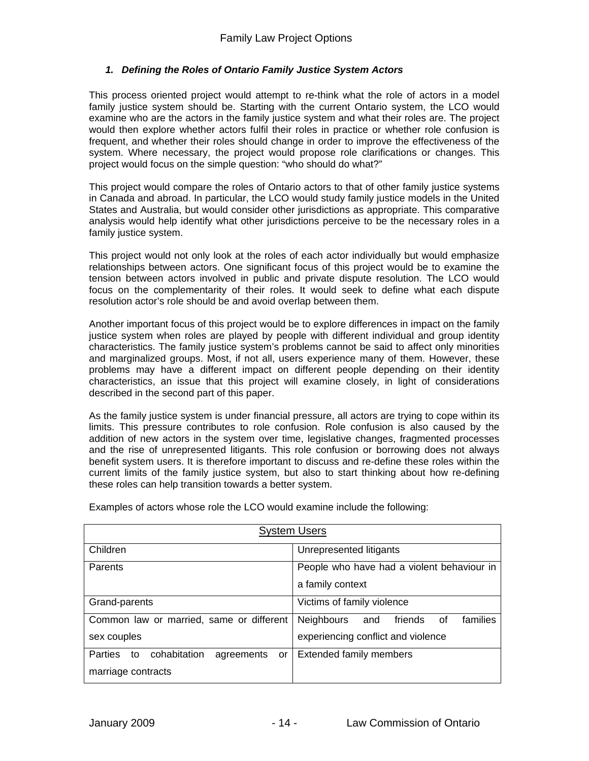### *1. Defining the Roles of Ontario Family Justice System Actors*

This process oriented project would attempt to re-think what the role of actors in a model family justice system should be. Starting with the current Ontario system, the LCO would examine who are the actors in the family justice system and what their roles are. The project would then explore whether actors fulfil their roles in practice or whether role confusion is frequent, and whether their roles should change in order to improve the effectiveness of the system. Where necessary, the project would propose role clarifications or changes. This project would focus on the simple question: "who should do what?"

This project would compare the roles of Ontario actors to that of other family justice systems in Canada and abroad. In particular, the LCO would study family justice models in the United States and Australia, but would consider other jurisdictions as appropriate. This comparative analysis would help identify what other jurisdictions perceive to be the necessary roles in a family justice system.

This project would not only look at the roles of each actor individually but would emphasize relationships between actors. One significant focus of this project would be to examine the tension between actors involved in public and private dispute resolution. The LCO would focus on the complementarity of their roles. It would seek to define what each dispute resolution actor's role should be and avoid overlap between them.

Another important focus of this project would be to explore differences in impact on the family justice system when roles are played by people with different individual and group identity characteristics. The family justice system's problems cannot be said to affect only minorities and marginalized groups. Most, if not all, users experience many of them. However, these problems may have a different impact on different people depending on their identity characteristics, an issue that this project will examine closely, in light of considerations described in the second part of this paper.

As the family justice system is under financial pressure, all actors are trying to cope within its limits. This pressure contributes to role confusion. Role confusion is also caused by the addition of new actors in the system over time, legislative changes, fragmented processes and the rise of unrepresented litigants. This role confusion or borrowing does not always benefit system users. It is therefore important to discuss and re-define these roles within the current limits of the family justice system, but also to start thinking about how re-defining these roles can help transition towards a better system.

Examples of actors whose role the LCO would examine include the following:

| System Users | |
|---|---|
| Children | Unrepresented litigants |
| Parents | People who have had a violent behaviour in a family context |
| Grand-parents | Victims of family violence |
| Common law or married, same or different sex couples | Neighbours and friends of families experiencing conflict and violence |
| Parties to cohabitation agreements or marriage contracts | Extended family members |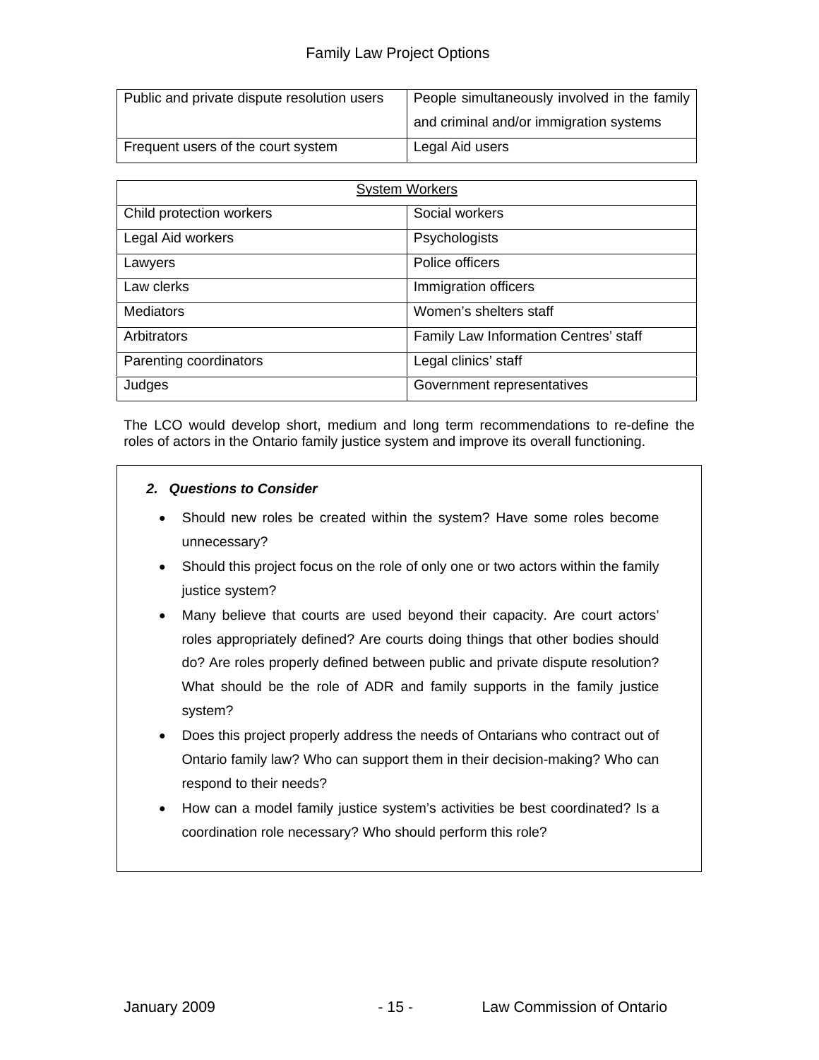| Public and private dispute resolution users | People simultaneously involved in the family and criminal and/or immigration systems |
|---|---|
| Frequent users of the court system | Legal Aid users |

| System Workers | |
|---|---|
| Child protection workers | Social workers |
| Legal Aid workers | Psychologists |
| Lawyers | Police officers |
| Law clerks | Immigration officers |
| Mediators | Women's shelters staff |
| Arbitrators | Family Law Information Centres' staff |
| Parenting coordinators | Legal clinics' staff |
| Judges | Government representatives |

The LCO would develop short, medium and long term recommendations to re-define the roles of actors in the Ontario family justice system and improve its overall functioning.

***2. Questions to Consider***

- Should new roles be created within the system? Have some roles become unnecessary?
- Should this project focus on the role of only one or two actors within the family justice system?
- Many believe that courts are used beyond their capacity. Are court actors' roles appropriately defined? Are courts doing things that other bodies should do? Are roles properly defined between public and private dispute resolution? What should be the role of ADR and family supports in the family justice system?
- Does this project properly address the needs of Ontarians who contract out of Ontario family law? Who can support them in their decision-making? Who can respond to their needs?
- How can a model family justice system's activities be best coordinated? Is a coordination role necessary? Who should perform this role?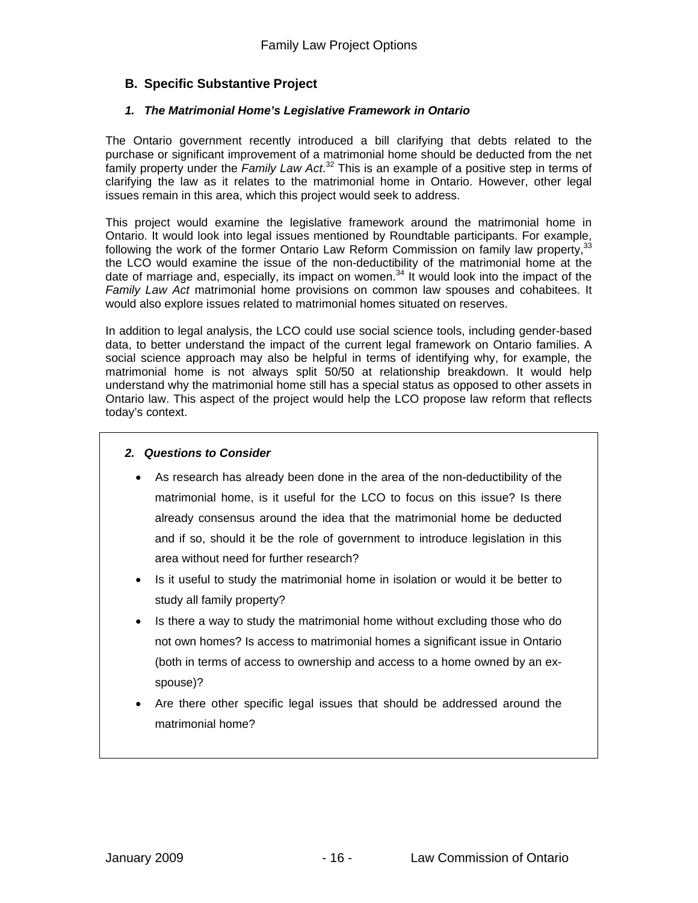## B. Specific Substantive Project

### *1. The Matrimonial Home's Legislative Framework in Ontario*

The Ontario government recently introduced a bill clarifying that debts related to the purchase or significant improvement of a matrimonial home should be deducted from the net family property under the *Family Law Act*.[32] This is an example of a positive step in terms of clarifying the law as it relates to the matrimonial home in Ontario. However, other legal issues remain in this area, which this project would seek to address.

This project would examine the legislative framework around the matrimonial home in Ontario. It would look into legal issues mentioned by Roundtable participants. For example, following the work of the former Ontario Law Reform Commission on family law property,[33] the LCO would examine the issue of the non-deductibility of the matrimonial home at the date of marriage and, especially, its impact on women.[34] It would look into the impact of the *Family Law Act* matrimonial home provisions on common law spouses and cohabitees. It would also explore issues related to matrimonial homes situated on reserves.

In addition to legal analysis, the LCO could use social science tools, including gender-based data, to better understand the impact of the current legal framework on Ontario families. A social science approach may also be helpful in terms of identifying why, for example, the matrimonial home is not always split 50/50 at relationship breakdown. It would help understand why the matrimonial home still has a special status as opposed to other assets in Ontario law. This aspect of the project would help the LCO propose law reform that reflects today's context.

### *2. Questions to Consider*

- As research has already been done in the area of the non-deductibility of the matrimonial home, is it useful for the LCO to focus on this issue? Is there already consensus around the idea that the matrimonial home be deducted and if so, should it be the role of government to introduce legislation in this area without need for further research?
- Is it useful to study the matrimonial home in isolation or would it be better to study all family property?
- Is there a way to study the matrimonial home without excluding those who do not own homes? Is access to matrimonial homes a significant issue in Ontario (both in terms of access to ownership and access to a home owned by an ex-spouse)?
- Are there other specific legal issues that should be addressed around the matrimonial home?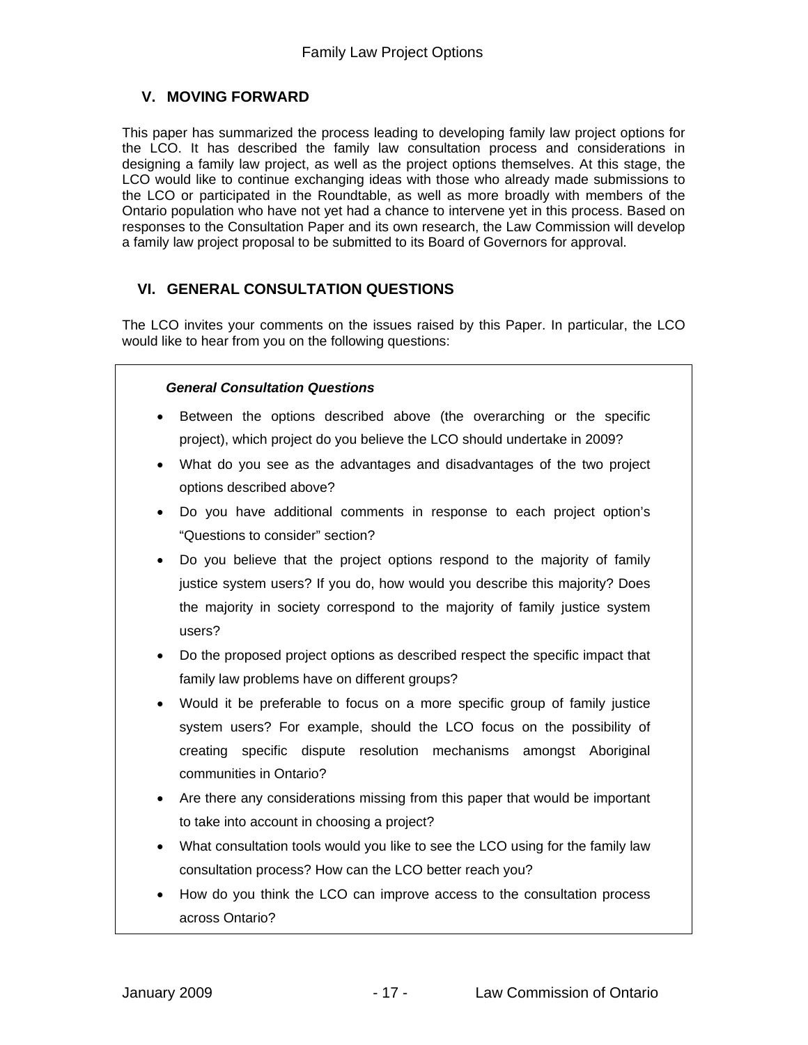## V. MOVING FORWARD

This paper has summarized the process leading to developing family law project options for the LCO. It has described the family law consultation process and considerations in designing a family law project, as well as the project options themselves. At this stage, the LCO would like to continue exchanging ideas with those who already made submissions to the LCO or participated in the Roundtable, as well as more broadly with members of the Ontario population who have not yet had a chance to intervene yet in this process. Based on responses to the Consultation Paper and its own research, the Law Commission will develop a family law project proposal to be submitted to its Board of Governors for approval.

## VI. GENERAL CONSULTATION QUESTIONS

The LCO invites your comments on the issues raised by this Paper. In particular, the LCO would like to hear from you on the following questions:

***General Consultation Questions***

- Between the options described above (the overarching or the specific project), which project do you believe the LCO should undertake in 2009?
- What do you see as the advantages and disadvantages of the two project options described above?
- Do you have additional comments in response to each project option's "Questions to consider" section?
- Do you believe that the project options respond to the majority of family justice system users? If you do, how would you describe this majority? Does the majority in society correspond to the majority of family justice system users?
- Do the proposed project options as described respect the specific impact that family law problems have on different groups?
- Would it be preferable to focus on a more specific group of family justice system users? For example, should the LCO focus on the possibility of creating specific dispute resolution mechanisms amongst Aboriginal communities in Ontario?
- Are there any considerations missing from this paper that would be important to take into account in choosing a project?
- What consultation tools would you like to see the LCO using for the family law consultation process? How can the LCO better reach you?
- How do you think the LCO can improve access to the consultation process across Ontario?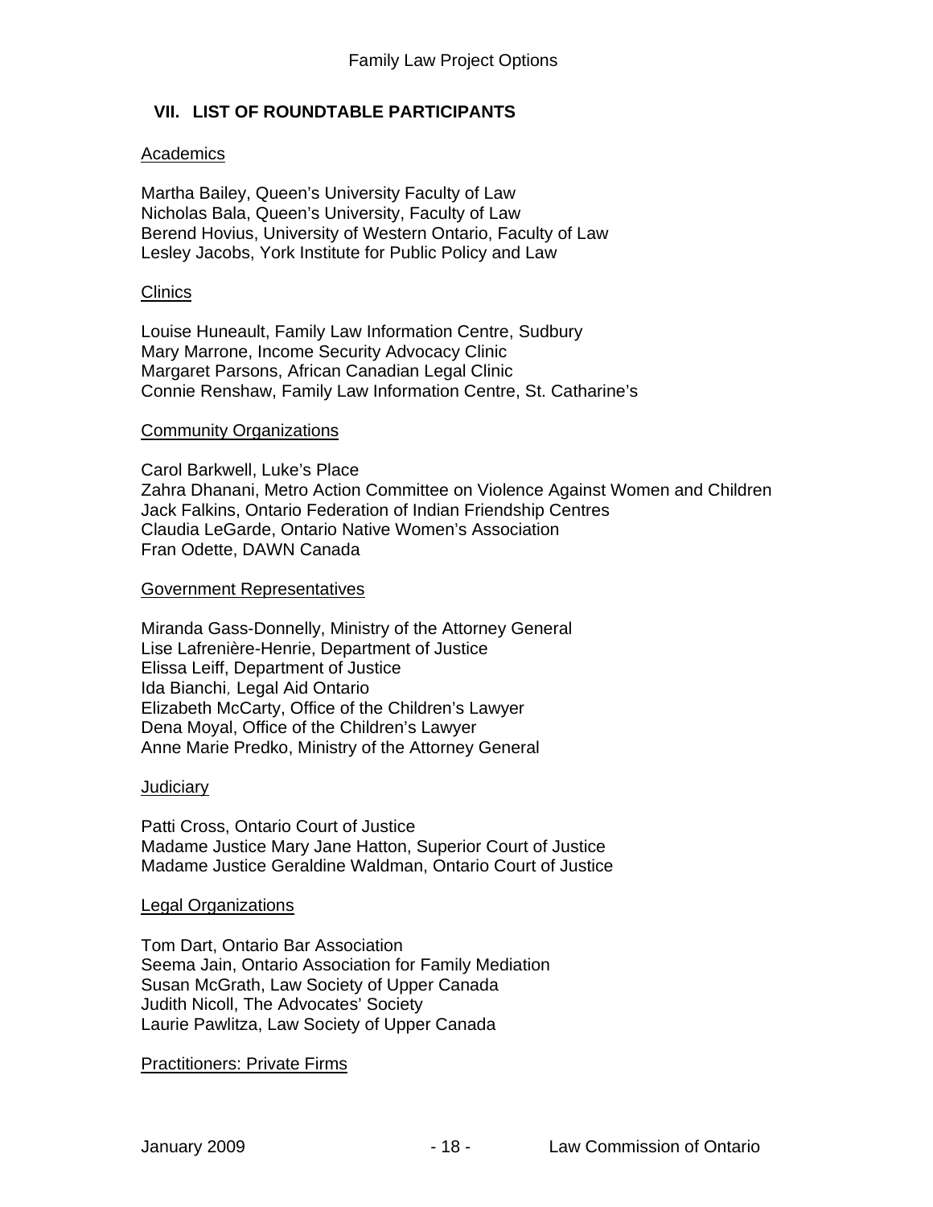## VII. LIST OF ROUNDTABLE PARTICIPANTS

Academics

Martha Bailey, Queen's University Faculty of Law
Nicholas Bala, Queen's University, Faculty of Law
Berend Hovius, University of Western Ontario, Faculty of Law
Lesley Jacobs, York Institute for Public Policy and Law

Clinics

Louise Huneault, Family Law Information Centre, Sudbury
Mary Marrone, Income Security Advocacy Clinic
Margaret Parsons, African Canadian Legal Clinic
Connie Renshaw, Family Law Information Centre, St. Catharine's

Community Organizations

Carol Barkwell, Luke's Place
Zahra Dhanani, Metro Action Committee on Violence Against Women and Children
Jack Falkins, Ontario Federation of Indian Friendship Centres
Claudia LeGarde, Ontario Native Women's Association
Fran Odette, DAWN Canada

Government Representatives

Miranda Gass-Donnelly, Ministry of the Attorney General
Lise Lafrenière-Henrie, Department of Justice
Elissa Leiff, Department of Justice
Ida Bianchi, Legal Aid Ontario
Elizabeth McCarty, Office of the Children's Lawyer
Dena Moyal, Office of the Children's Lawyer
Anne Marie Predko, Ministry of the Attorney General

Judiciary

Patti Cross, Ontario Court of Justice
Madame Justice Mary Jane Hatton, Superior Court of Justice
Madame Justice Geraldine Waldman, Ontario Court of Justice

Legal Organizations

Tom Dart, Ontario Bar Association
Seema Jain, Ontario Association for Family Mediation
Susan McGrath, Law Society of Upper Canada
Judith Nicoll, The Advocates' Society
Laurie Pawlitza, Law Society of Upper Canada

Practitioners: Private Firms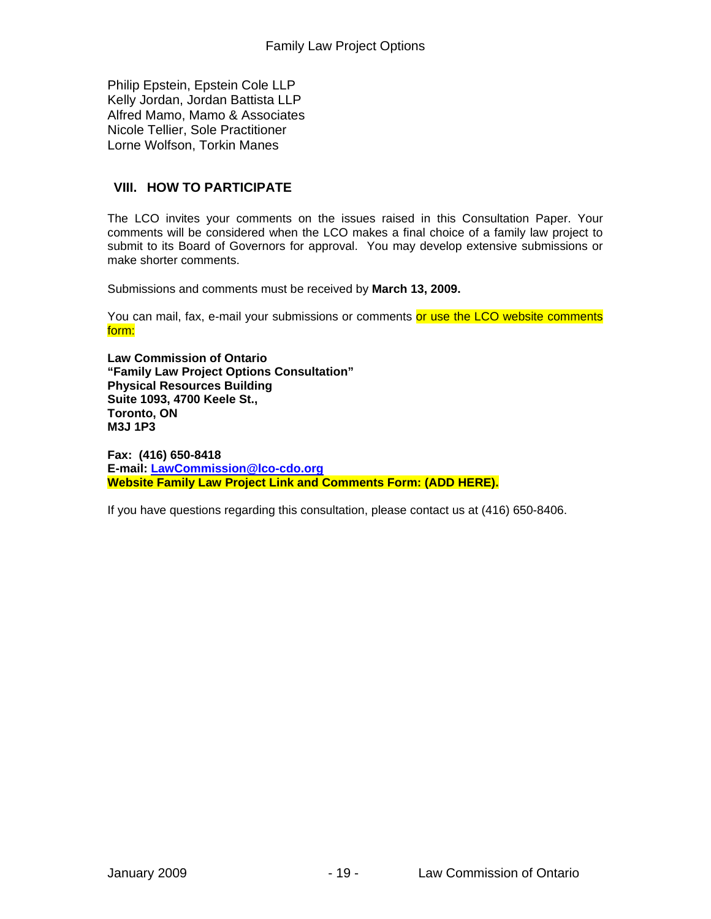Philip Epstein, Epstein Cole LLP
Kelly Jordan, Jordan Battista LLP
Alfred Mamo, Mamo & Associates
Nicole Tellier, Sole Practitioner
Lorne Wolfson, Torkin Manes

## VIII. HOW TO PARTICIPATE

The LCO invites your comments on the issues raised in this Consultation Paper. Your comments will be considered when the LCO makes a final choice of a family law project to submit to its Board of Governors for approval. You may develop extensive submissions or make shorter comments.

Submissions and comments must be received by **March 13, 2009.**

You can mail, fax, e-mail your submissions or comments or use the LCO website comments form:

**Law Commission of Ontario**
**"Family Law Project Options Consultation"**
**Physical Resources Building**
**Suite 1093, 4700 Keele St.,**
**Toronto, ON**
**M3J 1P3**

**Fax: (416) 650-8418**
**E-mail: LawCommission@lco-cdo.org**
**Website Family Law Project Link and Comments Form: (ADD HERE).**

If you have questions regarding this consultation, please contact us at (416) 650-8406.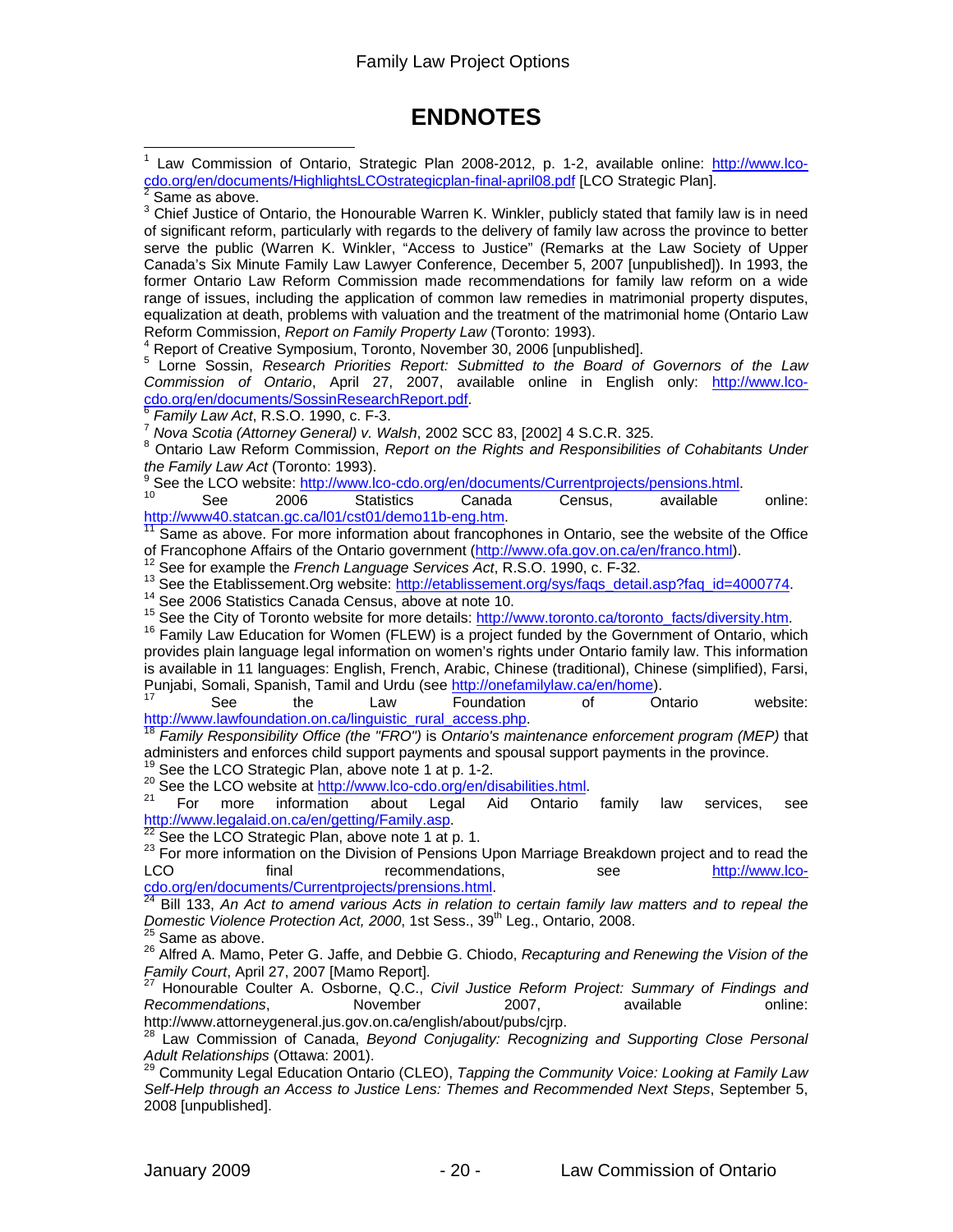# ENDNOTES

[1] Law Commission of Ontario, Strategic Plan 2008-2012, p. 1-2, available online: http://www.lco-cdo.org/en/documents/HighlightsLCOstrategicplan-final-april08.pdf [LCO Strategic Plan].

[2] Same as above.

[3] Chief Justice of Ontario, the Honourable Warren K. Winkler, publicly stated that family law is in need of significant reform, particularly with regards to the delivery of family law across the province to better serve the public (Warren K. Winkler, "Access to Justice" (Remarks at the Law Society of Upper Canada's Six Minute Family Law Lawyer Conference, December 5, 2007 [unpublished]). In 1993, the former Ontario Law Reform Commission made recommendations for family law reform on a wide range of issues, including the application of common law remedies in matrimonial property disputes, equalization at death, problems with valuation and the treatment of the matrimonial home (Ontario Law Reform Commission, *Report on Family Property Law* (Toronto: 1993).

[4] Report of Creative Symposium, Toronto, November 30, 2006 [unpublished].

[5] Lorne Sossin, *Research Priorities Report: Submitted to the Board of Governors of the Law Commission of Ontario*, April 27, 2007, available online in English only: http://www.lco-cdo.org/en/documents/SossinResearchReport.pdf.

[6] *Family Law Act*, R.S.O. 1990, c. F-3.

[7] *Nova Scotia (Attorney General) v. Walsh*, 2002 SCC 83, [2002] 4 S.C.R. 325.

[8] Ontario Law Reform Commission, *Report on the Rights and Responsibilities of Cohabitants Under the Family Law Act* (Toronto: 1993).

[9] See the LCO website: http://www.lco-cdo.org/en/documents/Currentprojects/pensions.html.

[10] See 2006 Statistics Canada Census, available online: http://www40.statcan.gc.ca/l01/cst01/demo11b-eng.htm.

[11] Same as above. For more information about francophones in Ontario, see the website of the Office of Francophone Affairs of the Ontario government (http://www.ofa.gov.on.ca/en/franco.html).

[12] See for example the *French Language Services Act*, R.S.O. 1990, c. F-32.

[13] See the Etablissement.Org website: http://etablissement.org/sys/faqs_detail.asp?faq_id=4000774.

[14] See 2006 Statistics Canada Census, above at note 10.

[15] See the City of Toronto website for more details: http://www.toronto.ca/toronto_facts/diversity.htm.

[16] Family Law Education for Women (FLEW) is a project funded by the Government of Ontario, which provides plain language legal information on women's rights under Ontario family law. This information is available in 11 languages: English, French, Arabic, Chinese (traditional), Chinese (simplified), Farsi, Punjabi, Somali, Spanish, Tamil and Urdu (see http://onefamilylaw.ca/en/home).

[17] See the Law Foundation of Ontario website: http://www.lawfoundation.on.ca/linguistic_rural_access.php.

[18] *Family Responsibility Office (the "FRO")* is *Ontario's maintenance enforcement program (MEP)* that administers and enforces child support payments and spousal support payments in the province.

[19] See the LCO Strategic Plan, above note 1 at p. 1-2.

[20] See the LCO website at http://www.lco-cdo.org/en/disabilities.html.

[21] For more information about Legal Aid Ontario family law services, see http://www.legalaid.on.ca/en/getting/Family.asp.

[22] See the LCO Strategic Plan, above note 1 at p. 1.

[23] For more information on the Division of Pensions Upon Marriage Breakdown project and to read the LCO final recommendations, see http://www.lco-cdo.org/en/documents/Currentprojects/prensions.html.

[24] Bill 133, *An Act to amend various Acts in relation to certain family law matters and to repeal the Domestic Violence Protection Act, 2000*, 1st Sess., 39th Leg., Ontario, 2008.

[25] Same as above.

[26] Alfred A. Mamo, Peter G. Jaffe, and Debbie G. Chiodo, *Recapturing and Renewing the Vision of the Family Court*, April 27, 2007 [Mamo Report].

[27] Honourable Coulter A. Osborne, Q.C., *Civil Justice Reform Project: Summary of Findings and Recommendations*, November 2007, available online: http://www.attorneygeneral.jus.gov.on.ca/english/about/pubs/cjrp.

[28] Law Commission of Canada, *Beyond Conjugality: Recognizing and Supporting Close Personal Adult Relationships* (Ottawa: 2001).

[29] Community Legal Education Ontario (CLEO), *Tapping the Community Voice: Looking at Family Law Self-Help through an Access to Justice Lens: Themes and Recommended Next Steps*, September 5, 2008 [unpublished].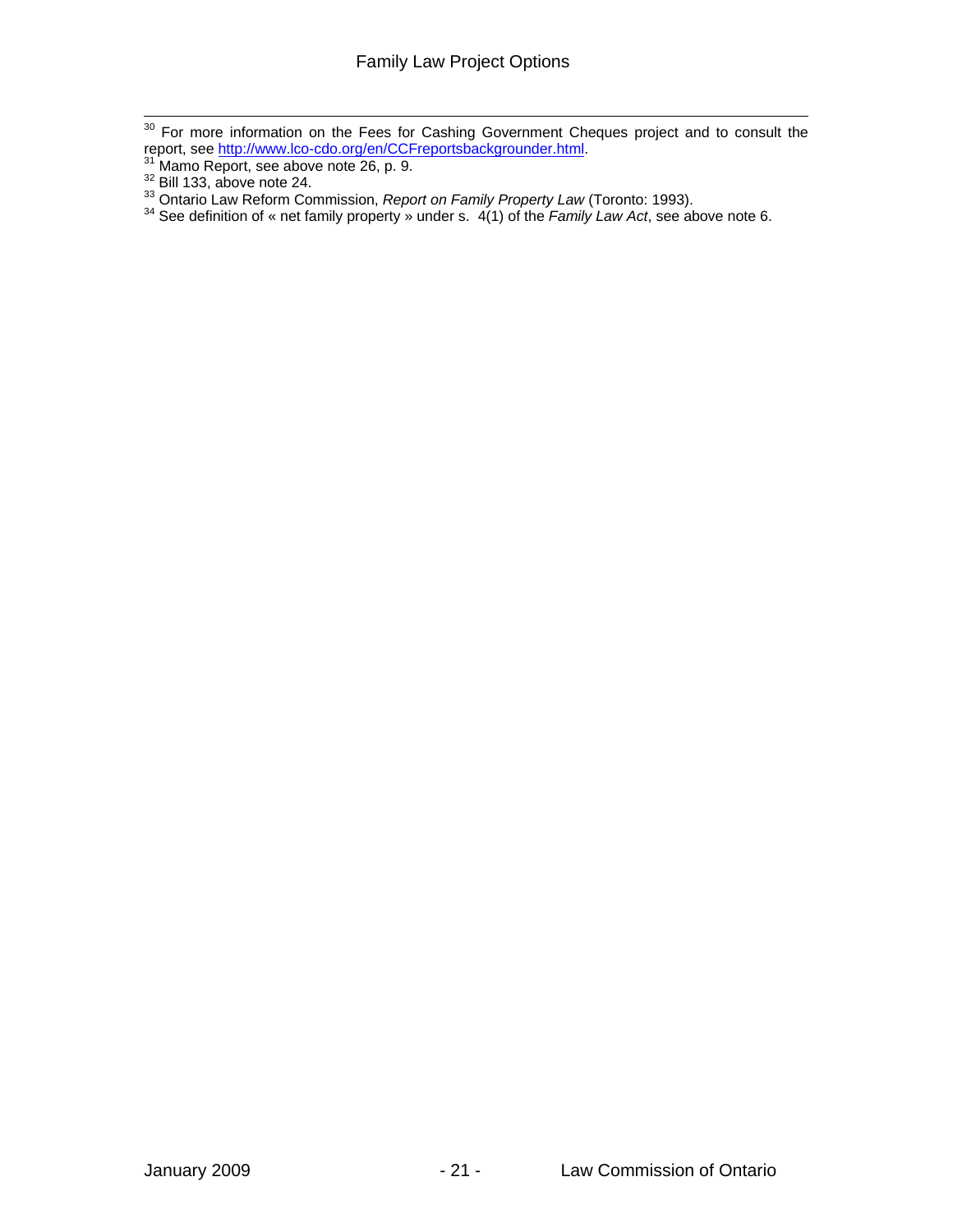[30] For more information on the Fees for Cashing Government Cheques project and to consult the report, see http://www.lco-cdo.org/en/CCFreportsbackgrounder.html.

[31] Mamo Report, see above note 26, p. 9.

[32] Bill 133, above note 24.

[33] Ontario Law Reform Commission, *Report on Family Property Law* (Toronto: 1993).

[34] See definition of « net family property » under s. 4(1) of the *Family Law Act*, see above note 6.